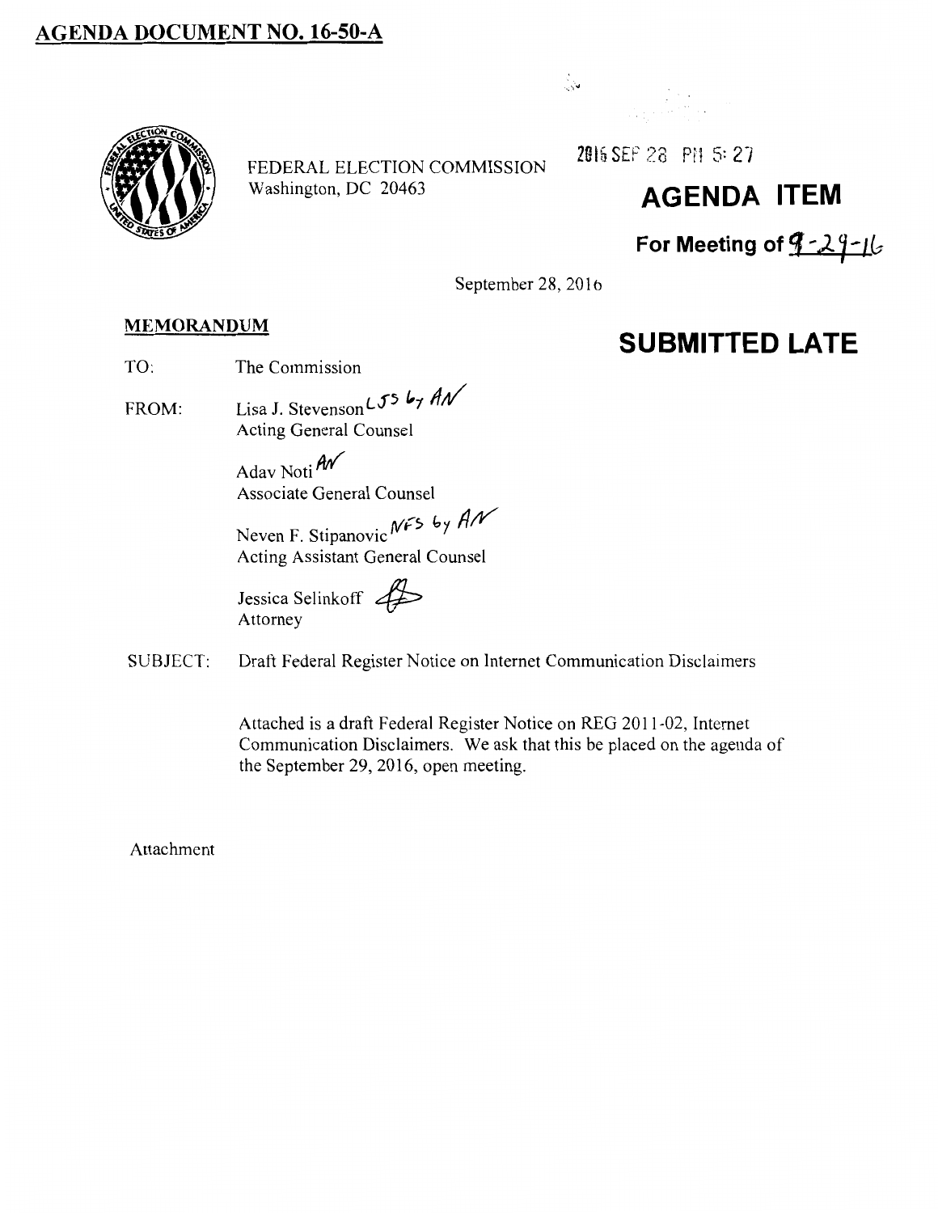## AGENDA DOCUMENT NO. 16-50-A

FEDERAL ELECTION COMMISSION
Washington, DC 20463

2016 SEP 28 PM 5:27

# AGENDA ITEM

**For Meeting of 9-29-16**

September 28, 2016

**MEMORANDUM**

# SUBMITTED LATE

TO: The Commission

FROM: Lisa J. Stevenson *LJS by AN*
Acting General Counsel

Adav Noti *AN*
Associate General Counsel

Neven F. Stipanovic *NFS by AN*
Acting Assistant General Counsel

Jessica Selinkoff
Attorney

SUBJECT: Draft Federal Register Notice on Internet Communication Disclaimers

Attached is a draft Federal Register Notice on REG 2011-02, Internet Communication Disclaimers. We ask that this be placed on the agenda of the September 29, 2016, open meeting.

Attachment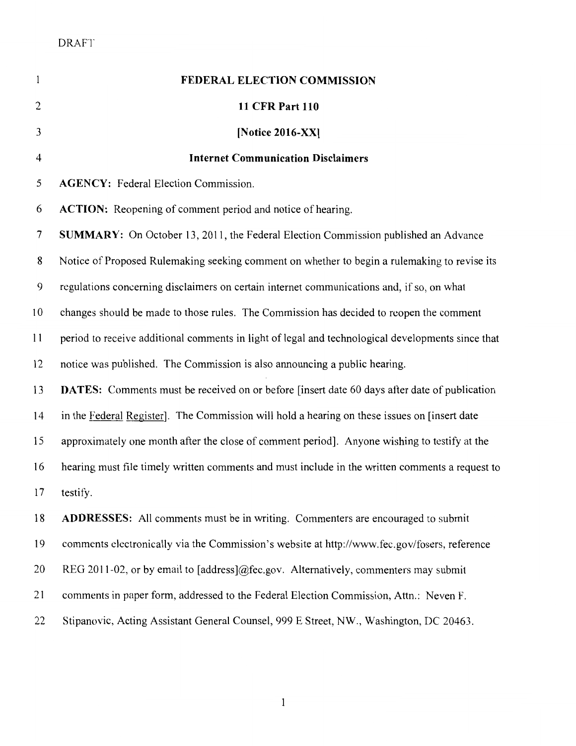DRAFT

**FEDERAL ELECTION COMMISSION**

**11 CFR Part 110**

**[Notice 2016-XX]**

**Internet Communication Disclaimers**

**AGENCY:** Federal Election Commission.

**ACTION:** Reopening of comment period and notice of hearing.

**SUMMARY:** On October 13, 2011, the Federal Election Commission published an Advance Notice of Proposed Rulemaking seeking comment on whether to begin a rulemaking to revise its regulations concerning disclaimers on certain internet communications and, if so, on what changes should be made to those rules. The Commission has decided to reopen the comment period to receive additional comments in light of legal and technological developments since that notice was published. The Commission is also announcing a public hearing.

**DATES:** Comments must be received on or before [insert date 60 days after date of publication in the Federal Register]. The Commission will hold a hearing on these issues on [insert date approximately one month after the close of comment period]. Anyone wishing to testify at the hearing must file timely written comments and must include in the written comments a request to testify.

**ADDRESSES:** All comments must be in writing. Commenters are encouraged to submit comments electronically via the Commission's website at http://www.fec.gov/fosers, reference REG 2011-02, or by email to [address]@fec.gov. Alternatively, commenters may submit comments in paper form, addressed to the Federal Election Commission, Attn.: Neven F. Stipanovic, Acting Assistant General Counsel, 999 E Street, NW., Washington, DC 20463.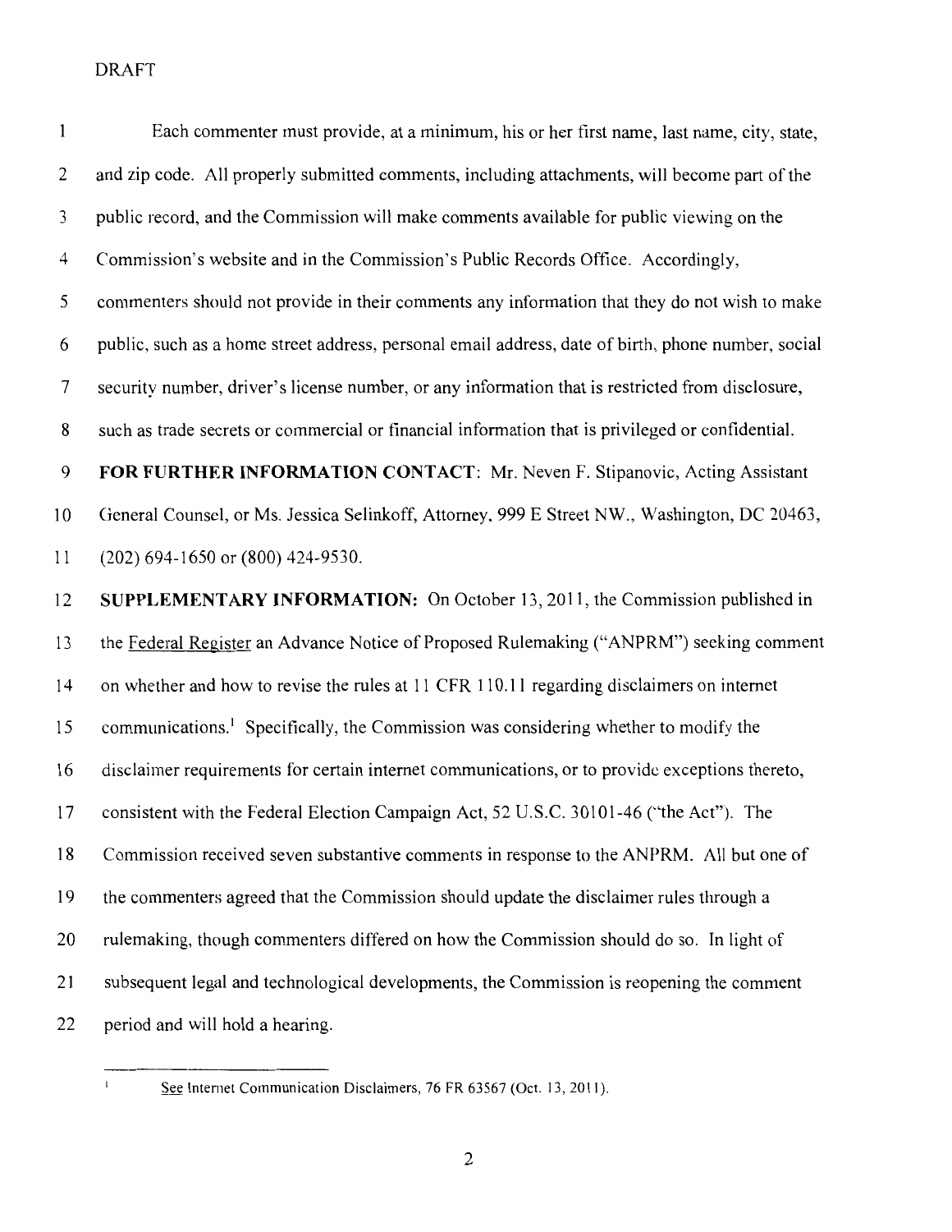DRAFT

Each commenter must provide, at a minimum, his or her first name, last name, city, state, and zip code. All properly submitted comments, including attachments, will become part of the public record, and the Commission will make comments available for public viewing on the Commission's website and in the Commission's Public Records Office. Accordingly, commenters should not provide in their comments any information that they do not wish to make public, such as a home street address, personal email address, date of birth, phone number, social security number, driver's license number, or any information that is restricted from disclosure, such as trade secrets or commercial or financial information that is privileged or confidential.

**FOR FURTHER INFORMATION CONTACT**: Mr. Neven F. Stipanovic, Acting Assistant General Counsel, or Ms. Jessica Selinkoff, Attorney, 999 E Street NW., Washington, DC 20463, (202) 694-1650 or (800) 424-9530.

**SUPPLEMENTARY INFORMATION:** On October 13, 2011, the Commission published in the Federal Register an Advance Notice of Proposed Rulemaking ("ANPRM") seeking comment on whether and how to revise the rules at 11 CFR 110.11 regarding disclaimers on internet communications.[1] Specifically, the Commission was considering whether to modify the disclaimer requirements for certain internet communications, or to provide exceptions thereto, consistent with the Federal Election Campaign Act, 52 U.S.C. 30101-46 ("the Act"). The Commission received seven substantive comments in response to the ANPRM. All but one of the commenters agreed that the Commission should update the disclaimer rules through a rulemaking, though commenters differed on how the Commission should do so. In light of subsequent legal and technological developments, the Commission is reopening the comment period and will hold a hearing.

[1] See Internet Communication Disclaimers, 76 FR 63567 (Oct. 13, 2011).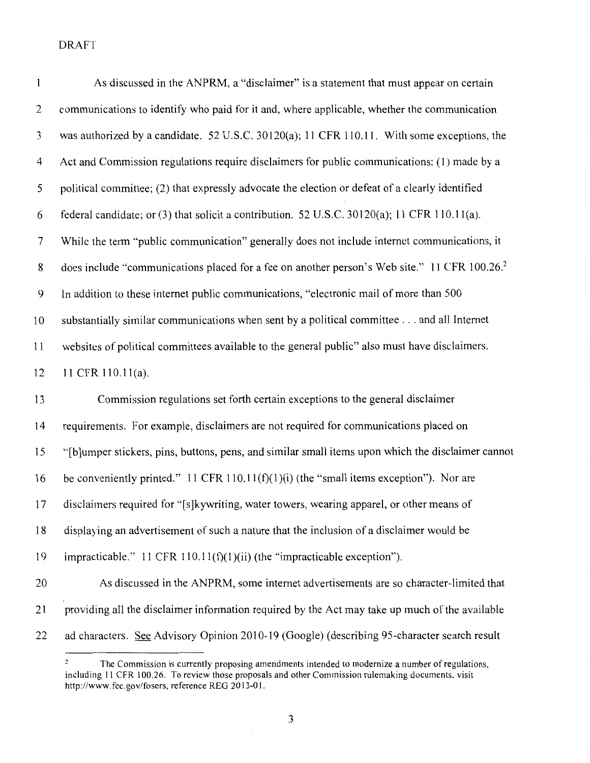DRAFT

As discussed in the ANPRM, a "disclaimer" is a statement that must appear on certain communications to identify who paid for it and, where applicable, whether the communication was authorized by a candidate. 52 U.S.C. 30120(a); 11 CFR 110.11. With some exceptions, the Act and Commission regulations require disclaimers for public communications: (1) made by a political committee; (2) that expressly advocate the election or defeat of a clearly identified federal candidate; or (3) that solicit a contribution. 52 U.S.C. 30120(a); 11 CFR 110.11(a). While the term "public communication" generally does not include internet communications, it does include "communications placed for a fee on another person's Web site." 11 CFR 100.26.[2] In addition to these internet public communications, "electronic mail of more than 500 substantially similar communications when sent by a political committee . . . and all Internet websites of political committees available to the general public" also must have disclaimers. 11 CFR 110.11(a).

Commission regulations set forth certain exceptions to the general disclaimer requirements. For example, disclaimers are not required for communications placed on "[b]umper stickers, pins, buttons, pens, and similar small items upon which the disclaimer cannot be conveniently printed." 11 CFR 110.11(f)(1)(i) (the "small items exception"). Nor are disclaimers required for "[s]kywriting, water towers, wearing apparel, or other means of displaying an advertisement of such a nature that the inclusion of a disclaimer would be impracticable." 11 CFR 110.11(f)(1)(ii) (the "impracticable exception").

As discussed in the ANPRM, some internet advertisements are so character-limited that providing all the disclaimer information required by the Act may take up much of the available ad characters. See Advisory Opinion 2010-19 (Google) (describing 95-character search result

---

[2] The Commission is currently proposing amendments intended to modernize a number of regulations, including 11 CFR 100.26. To review those proposals and other Commission rulemaking documents, visit http://www.fec.gov/fosers, reference REG 2013-01.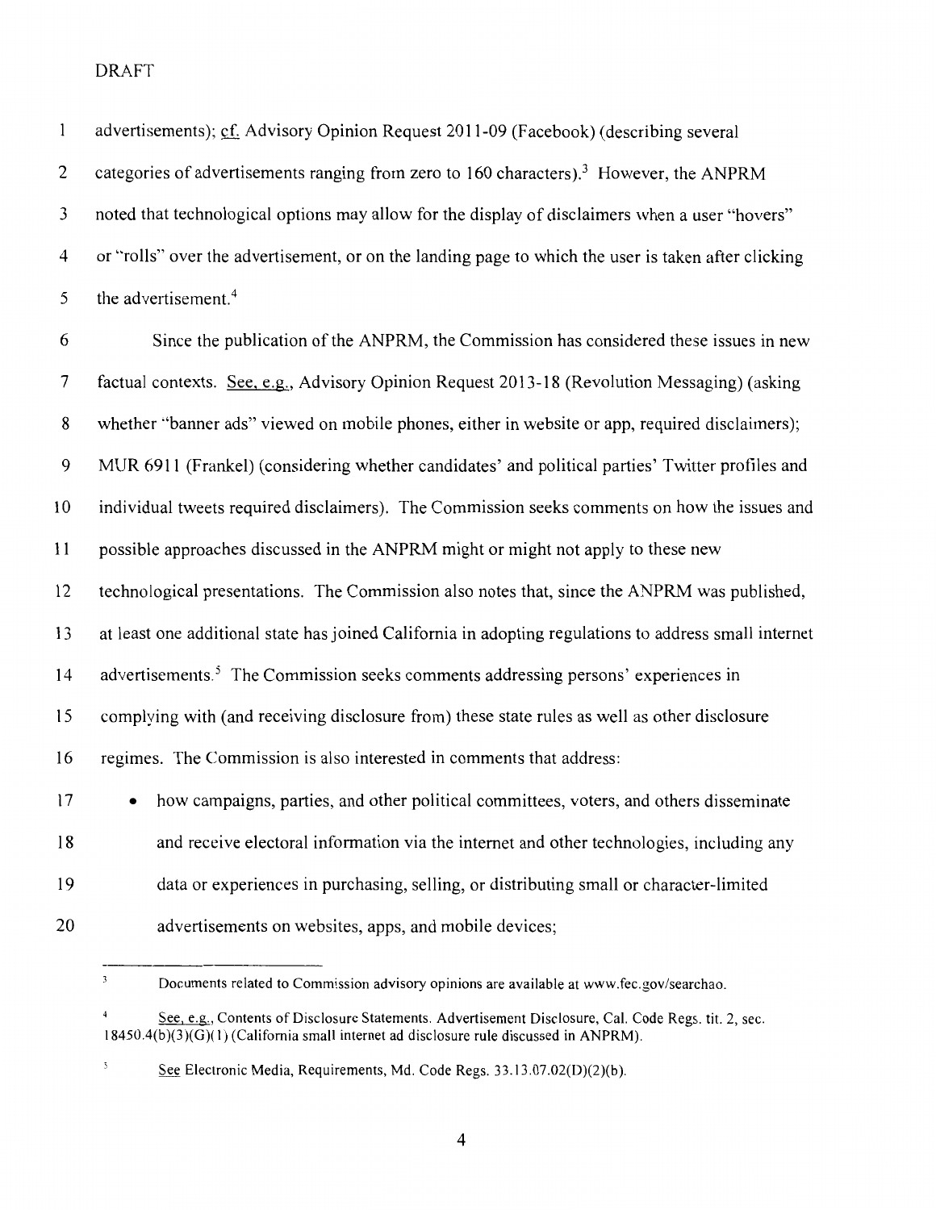DRAFT

advertisements); cf. Advisory Opinion Request 2011-09 (Facebook) (describing several categories of advertisements ranging from zero to 160 characters).[3] However, the ANPRM noted that technological options may allow for the display of disclaimers when a user "hovers" or "rolls" over the advertisement, or on the landing page to which the user is taken after clicking the advertisement.[4]

Since the publication of the ANPRM, the Commission has considered these issues in new factual contexts. See, e.g., Advisory Opinion Request 2013-18 (Revolution Messaging) (asking whether "banner ads" viewed on mobile phones, either in website or app, required disclaimers); MUR 6911 (Frankel) (considering whether candidates' and political parties' Twitter profiles and individual tweets required disclaimers). The Commission seeks comments on how the issues and possible approaches discussed in the ANPRM might or might not apply to these new technological presentations. The Commission also notes that, since the ANPRM was published, at least one additional state has joined California in adopting regulations to address small internet advertisements.[5] The Commission seeks comments addressing persons' experiences in complying with (and receiving disclosure from) these state rules as well as other disclosure regimes. The Commission is also interested in comments that address:

- how campaigns, parties, and other political committees, voters, and others disseminate and receive electoral information via the internet and other technologies, including any data or experiences in purchasing, selling, or distributing small or character-limited advertisements on websites, apps, and mobile devices;

---

[3] Documents related to Commission advisory opinions are available at www.fec.gov/searchao.

[4] See, e.g., Contents of Disclosure Statements. Advertisement Disclosure, Cal. Code Regs. tit. 2, sec. 18450.4(b)(3)(G)(1) (California small internet ad disclosure rule discussed in ANPRM).

[5] See Electronic Media, Requirements, Md. Code Regs. 33.13.07.02(D)(2)(b).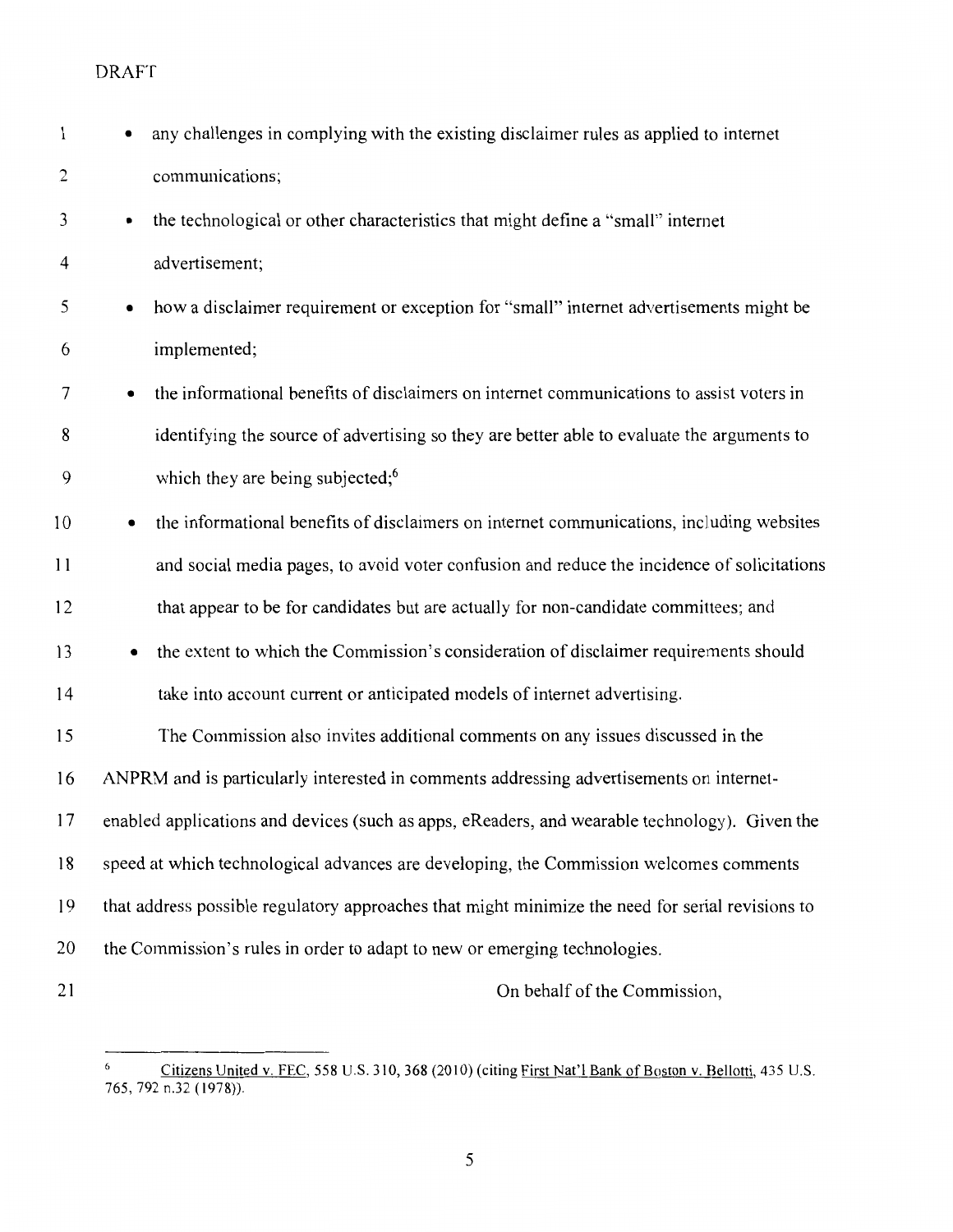DRAFT

- any challenges in complying with the existing disclaimer rules as applied to internet communications;
- the technological or other characteristics that might define a "small" internet advertisement;
- how a disclaimer requirement or exception for "small" internet advertisements might be implemented;
- the informational benefits of disclaimers on internet communications to assist voters in identifying the source of advertising so they are better able to evaluate the arguments to which they are being subjected;[6]
- the informational benefits of disclaimers on internet communications, including websites and social media pages, to avoid voter confusion and reduce the incidence of solicitations that appear to be for candidates but are actually for non-candidate committees; and
- the extent to which the Commission's consideration of disclaimer requirements should take into account current or anticipated models of internet advertising.

The Commission also invites additional comments on any issues discussed in the ANPRM and is particularly interested in comments addressing advertisements on internet-enabled applications and devices (such as apps, eReaders, and wearable technology). Given the speed at which technological advances are developing, the Commission welcomes comments that address possible regulatory approaches that might minimize the need for serial revisions to the Commission's rules in order to adapt to new or emerging technologies.

On behalf of the Commission,

---

[6] Citizens United v. FEC, 558 U.S. 310, 368 (2010) (citing First Nat'l Bank of Boston v. Bellotti, 435 U.S. 765, 792 n.32 (1978)).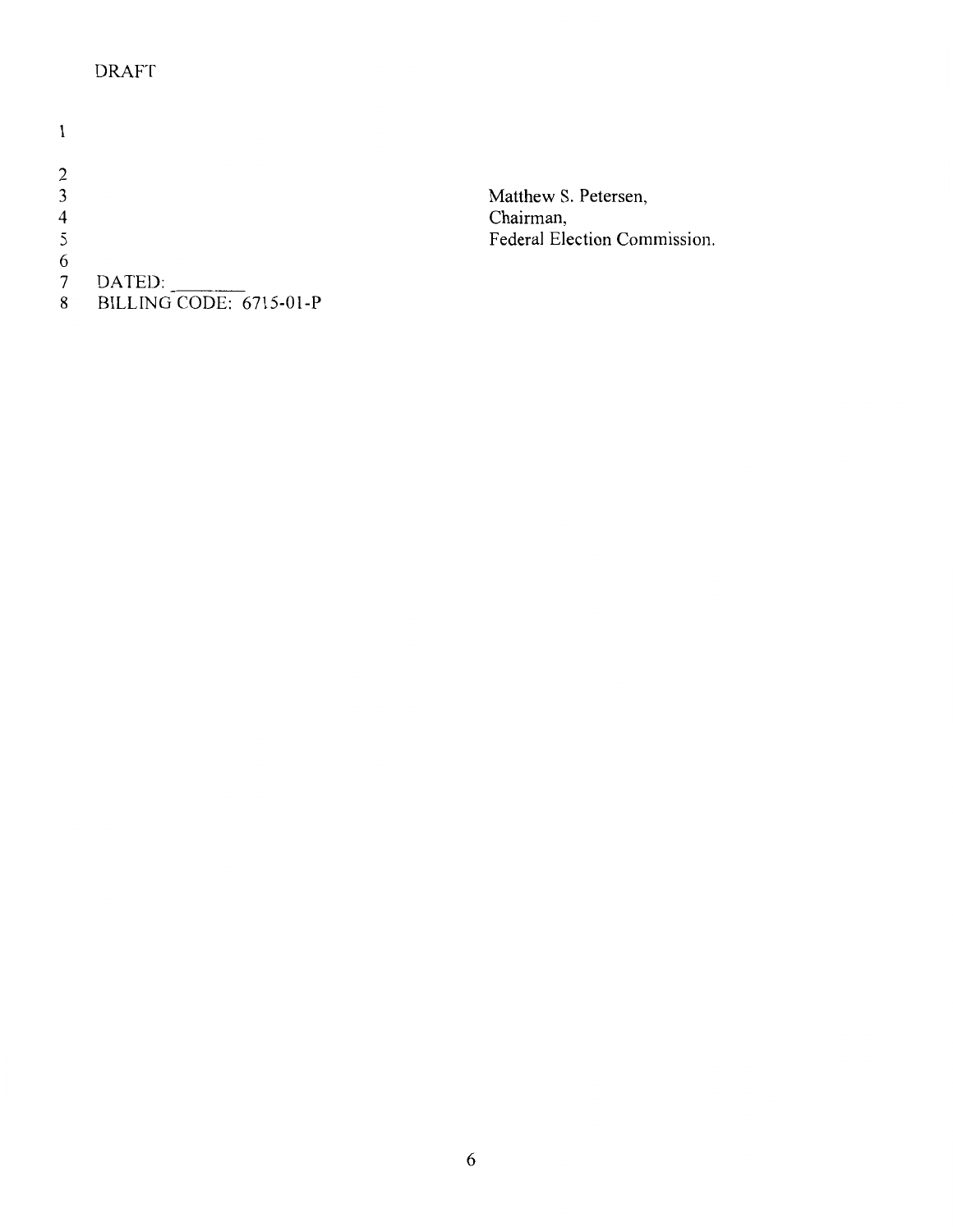DRAFT

Matthew S. Petersen,
Chairman,
Federal Election Commission.

DATED: \_\_\_\_\_\_\_\_

BILLING CODE: 6715-01-P